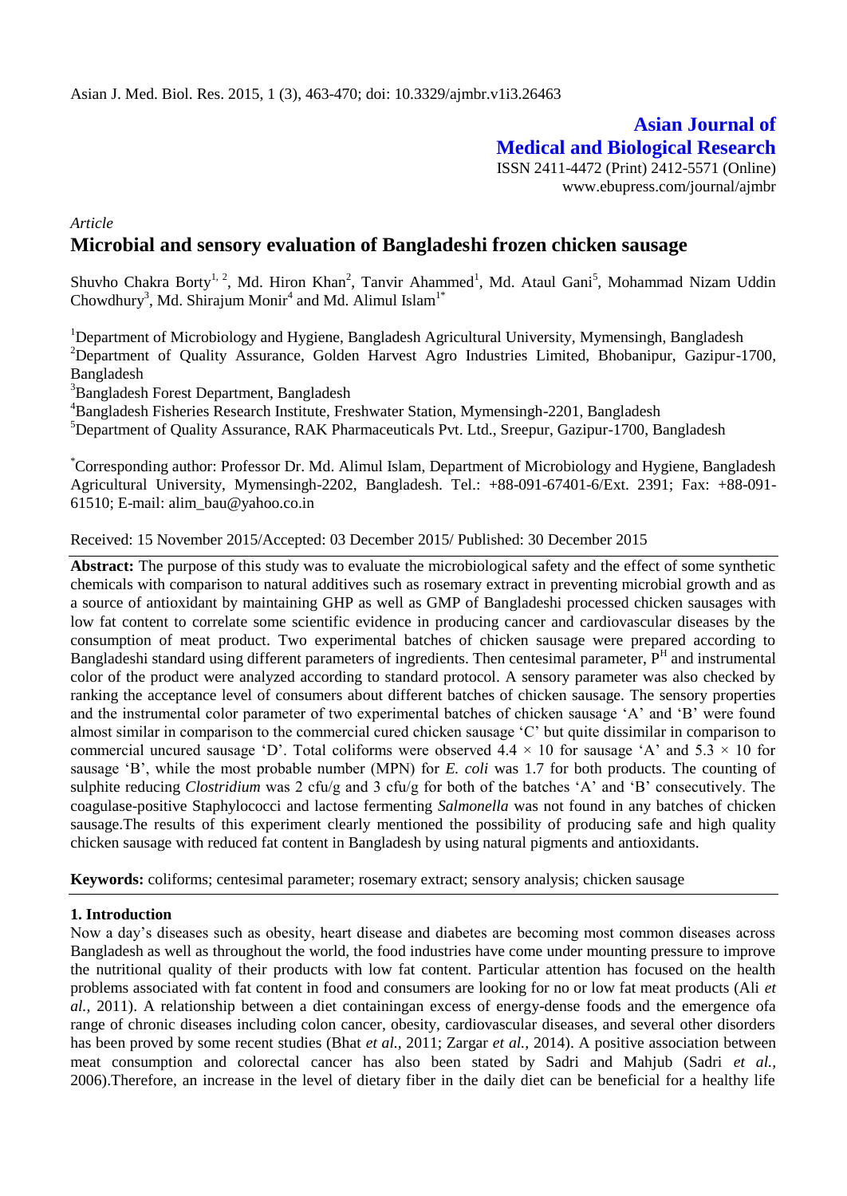# Asian Journal of Medical and Biological Research

ISSN 2411-4472 (Print) 2412-5571 (Online)
www.ebupress.com/journal/ajmbr

*Article*

## Microbial and sensory evaluation of Bangladeshi frozen chicken sausage

Shuvho Chakra Borty[1, 2], Md. Hiron Khan[2], Tanvir Ahammed[1], Md. Ataul Gani[5], Mohammad Nizam Uddin Chowdhury[3], Md. Shirajum Monir[4] and Md. Alimul Islam[1*]

[1]Department of Microbiology and Hygiene, Bangladesh Agricultural University, Mymensingh, Bangladesh
[2]Department of Quality Assurance, Golden Harvest Agro Industries Limited, Bhobanipur, Gazipur-1700, Bangladesh
[3]Bangladesh Forest Department, Bangladesh
[4]Bangladesh Fisheries Research Institute, Freshwater Station, Mymensingh-2201, Bangladesh
[5]Department of Quality Assurance, RAK Pharmaceuticals Pvt. Ltd., Sreepur, Gazipur-1700, Bangladesh

[*]Corresponding author: Professor Dr. Md. Alimul Islam, Department of Microbiology and Hygiene, Bangladesh Agricultural University, Mymensingh-2202, Bangladesh. Tel.: +88-091-67401-6/Ext. 2391; Fax: +88-091-61510; E-mail: alim_bau@yahoo.co.in

Received: 15 November 2015/Accepted: 03 December 2015/ Published: 30 December 2015

**Abstract:** The purpose of this study was to evaluate the microbiological safety and the effect of some synthetic chemicals with comparison to natural additives such as rosemary extract in preventing microbial growth and as a source of antioxidant by maintaining GHP as well as GMP of Bangladeshi processed chicken sausages with low fat content to correlate some scientific evidence in producing cancer and cardiovascular diseases by the consumption of meat product. Two experimental batches of chicken sausage were prepared according to Bangladeshi standard using different parameters of ingredients. Then centesimal parameter, $P^H$ and instrumental color of the product were analyzed according to standard protocol. A sensory parameter was also checked by ranking the acceptance level of consumers about different batches of chicken sausage. The sensory properties and the instrumental color parameter of two experimental batches of chicken sausage 'A' and 'B' were found almost similar in comparison to the commercial cured chicken sausage 'C' but quite dissimilar in comparison to commercial uncured sausage 'D'. Total coliforms were observed $4.4 \times 10$ for sausage 'A' and $5.3 \times 10$ for sausage 'B', while the most probable number (MPN) for *E. coli* was 1.7 for both products. The counting of sulphite reducing *Clostridium* was 2 cfu/g and 3 cfu/g for both of the batches 'A' and 'B' consecutively. The coagulase-positive Staphylococci and lactose fermenting *Salmonella* was not found in any batches of chicken sausage.The results of this experiment clearly mentioned the possibility of producing safe and high quality chicken sausage with reduced fat content in Bangladesh by using natural pigments and antioxidants.

**Keywords:** coliforms; centesimal parameter; rosemary extract; sensory analysis; chicken sausage

### 1. Introduction

Now a day's diseases such as obesity, heart disease and diabetes are becoming most common diseases across Bangladesh as well as throughout the world, the food industries have come under mounting pressure to improve the nutritional quality of their products with low fat content. Particular attention has focused on the health problems associated with fat content in food and consumers are looking for no or low fat meat products (Ali *et al.,* 2011). A relationship between a diet containingan excess of energy-dense foods and the emergence ofa range of chronic diseases including colon cancer, obesity, cardiovascular diseases, and several other disorders has been proved by some recent studies (Bhat *et al.,* 2011; Zargar *et al.,* 2014). A positive association between meat consumption and colorectal cancer has also been stated by Sadri and Mahjub (Sadri *et al.,* 2006).Therefore, an increase in the level of dietary fiber in the daily diet can be beneficial for a healthy life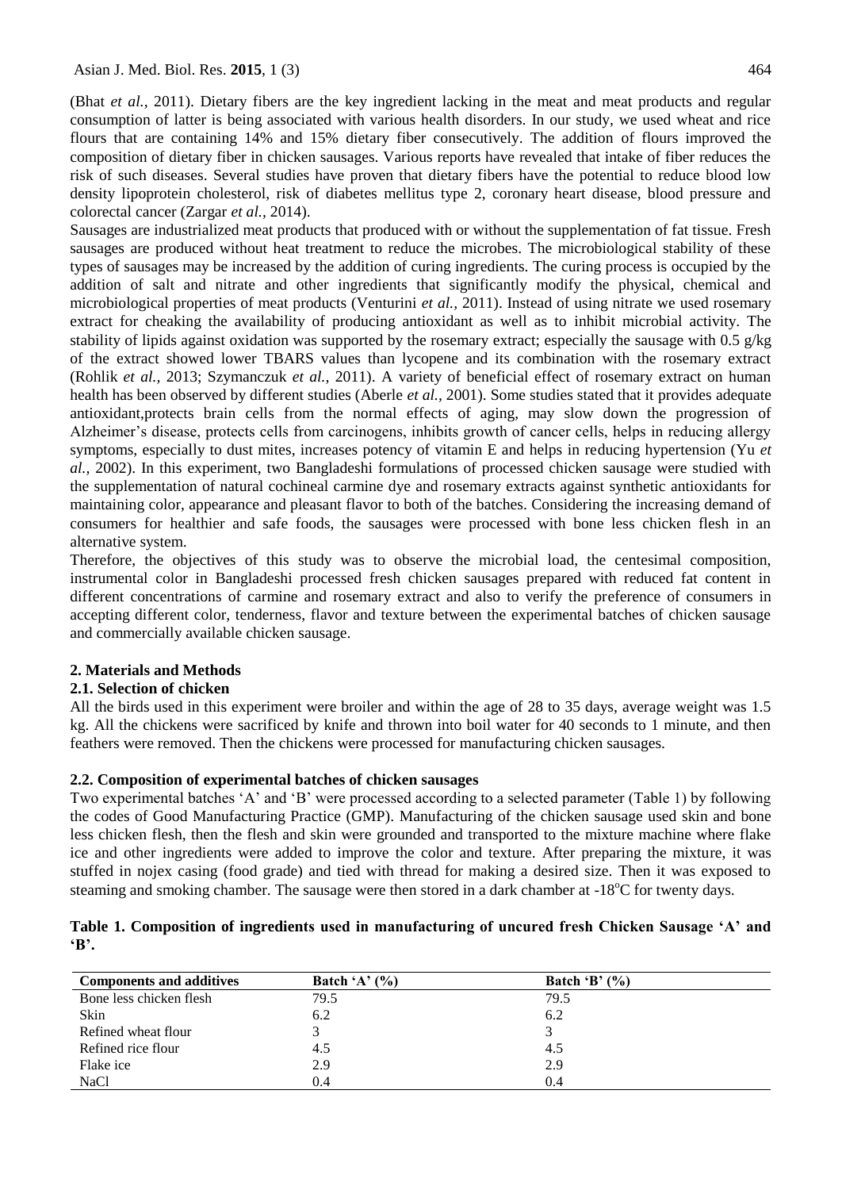(Bhat *et al.,* 2011). Dietary fibers are the key ingredient lacking in the meat and meat products and regular consumption of latter is being associated with various health disorders. In our study, we used wheat and rice flours that are containing 14% and 15% dietary fiber consecutively. The addition of flours improved the composition of dietary fiber in chicken sausages. Various reports have revealed that intake of fiber reduces the risk of such diseases. Several studies have proven that dietary fibers have the potential to reduce blood low density lipoprotein cholesterol, risk of diabetes mellitus type 2, coronary heart disease, blood pressure and colorectal cancer (Zargar *et al.,* 2014).

Sausages are industrialized meat products that produced with or without the supplementation of fat tissue. Fresh sausages are produced without heat treatment to reduce the microbes. The microbiological stability of these types of sausages may be increased by the addition of curing ingredients. The curing process is occupied by the addition of salt and nitrate and other ingredients that significantly modify the physical, chemical and microbiological properties of meat products (Venturini *et al.,* 2011). Instead of using nitrate we used rosemary extract for cheaking the availability of producing antioxidant as well as to inhibit microbial activity. The stability of lipids against oxidation was supported by the rosemary extract; especially the sausage with 0.5 g/kg of the extract showed lower TBARS values than lycopene and its combination with the rosemary extract (Rohlik *et al.,* 2013; Szymanczuk *et al.,* 2011). A variety of beneficial effect of rosemary extract on human health has been observed by different studies (Aberle *et al.,* 2001). Some studies stated that it provides adequate antioxidant,protects brain cells from the normal effects of aging, may slow down the progression of Alzheimer's disease, protects cells from carcinogens, inhibits growth of cancer cells, helps in reducing allergy symptoms, especially to dust mites, increases potency of vitamin E and helps in reducing hypertension (Yu *et al.,* 2002). In this experiment, two Bangladeshi formulations of processed chicken sausage were studied with the supplementation of natural cochineal carmine dye and rosemary extracts against synthetic antioxidants for maintaining color, appearance and pleasant flavor to both of the batches. Considering the increasing demand of consumers for healthier and safe foods, the sausages were processed with bone less chicken flesh in an alternative system.

Therefore, the objectives of this study was to observe the microbial load, the centesimal composition, instrumental color in Bangladeshi processed fresh chicken sausages prepared with reduced fat content in different concentrations of carmine and rosemary extract and also to verify the preference of consumers in accepting different color, tenderness, flavor and texture between the experimental batches of chicken sausage and commercially available chicken sausage.

## 2. Materials and Methods

### 2.1. Selection of chicken

All the birds used in this experiment were broiler and within the age of 28 to 35 days, average weight was 1.5 kg. All the chickens were sacrificed by knife and thrown into boil water for 40 seconds to 1 minute, and then feathers were removed. Then the chickens were processed for manufacturing chicken sausages.

### 2.2. Composition of experimental batches of chicken sausages

Two experimental batches 'A' and 'B' were processed according to a selected parameter (Table 1) by following the codes of Good Manufacturing Practice (GMP). Manufacturing of the chicken sausage used skin and bone less chicken flesh, then the flesh and skin were grounded and transported to the mixture machine where flake ice and other ingredients were added to improve the color and texture. After preparing the mixture, it was stuffed in nojex casing (food grade) and tied with thread for making a desired size. Then it was exposed to steaming and smoking chamber. The sausage were then stored in a dark chamber at -18$^{o}$C for twenty days.

**Table 1. Composition of ingredients used in manufacturing of uncured fresh Chicken Sausage 'A' and 'B'.**

| Components and additives | Batch 'A' (%) | Batch 'B' (%) |
|---|---|---|
| Bone less chicken flesh | 79.5 | 79.5 |
| Skin | 6.2 | 6.2 |
| Refined wheat flour | 3 | 3 |
| Refined rice flour | 4.5 | 4.5 |
| Flake ice | 2.9 | 2.9 |
| NaCl | 0.4 | 0.4 |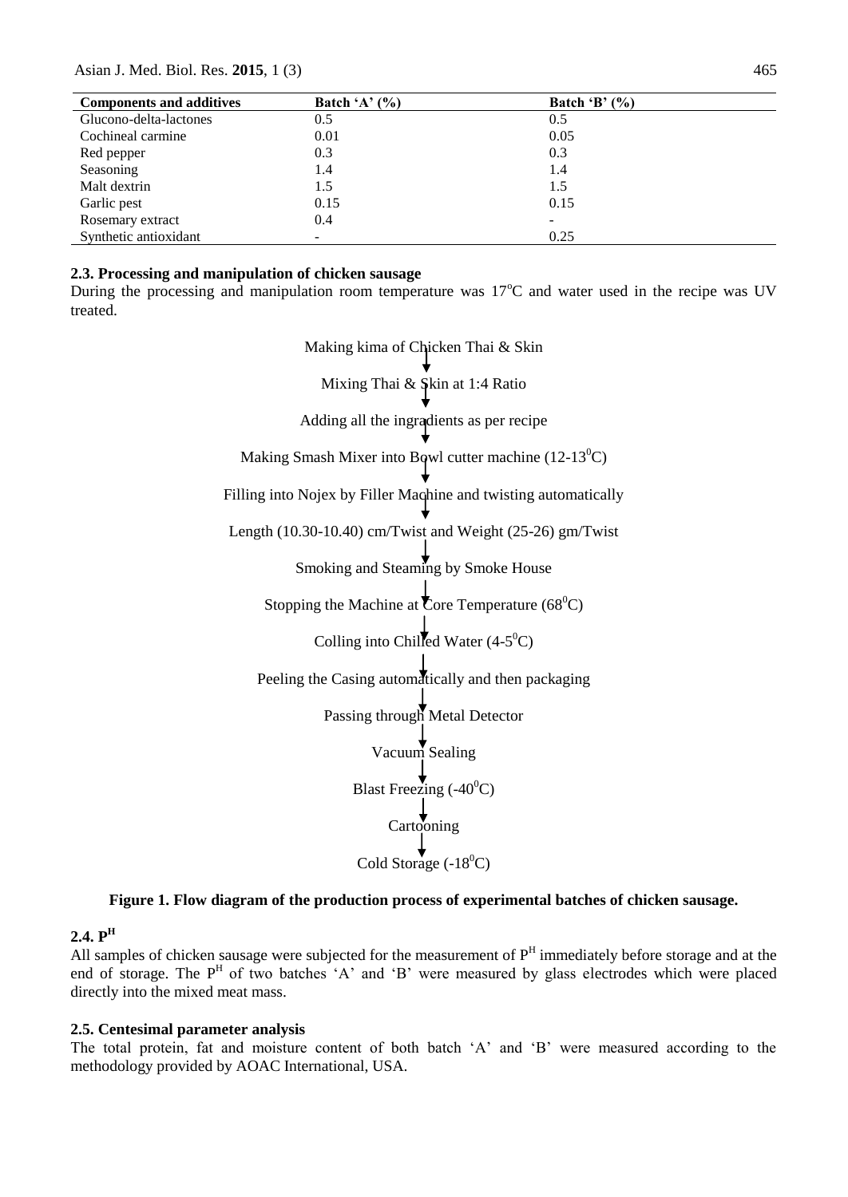| Components and additives | Batch ‘A’ (%) | Batch ‘B’ (%) |
|---|---|---|
| Glucono-delta-lactones | 0.5 | 0.5 |
| Cochineal carmine | 0.01 | 0.05 |
| Red pepper | 0.3 | 0.3 |
| Seasoning | 1.4 | 1.4 |
| Malt dextrin | 1.5 | 1.5 |
| Garlic pest | 0.15 | 0.15 |
| Rosemary extract | 0.4 | - |
| Synthetic antioxidant | - | 0.25 |

### 2.3. Processing and manipulation of chicken sausage

During the processing and manipulation room temperature was 17°C and water used in the recipe was UV treated.

Making kima of Chicken Thai & Skin
↓
Mixing Thai & Skin at 1:4 Ratio
↓
Adding all the ingradients as per recipe
↓
Making Smash Mixer into Bowl cutter machine (12-13°C)
↓
Filling into Nojex by Filler Machine and twisting automatically
↓
Length (10.30-10.40) cm/Twist and Weight (25-26) gm/Twist
↓
Smoking and Steaming by Smoke House
↓
Stopping the Machine at Core Temperature (68°C)
↓
Colling into Chilled Water (4-5°C)
↓
Peeling the Casing automatically and then packaging
↓
Passing through Metal Detector
↓
Vacuum Sealing
↓
Blast Freezing (-40°C)
↓
Cartooning
↓
Cold Storage (-18°C)

**Figure 1. Flow diagram of the production process of experimental batches of chicken sausage.**

### 2.4. P^H

All samples of chicken sausage were subjected for the measurement of P^H immediately before storage and at the end of storage. The P^H of two batches ‘A’ and ‘B’ were measured by glass electrodes which were placed directly into the mixed meat mass.

### 2.5. Centesimal parameter analysis

The total protein, fat and moisture content of both batch ‘A’ and ‘B’ were measured according to the methodology provided by AOAC International, USA.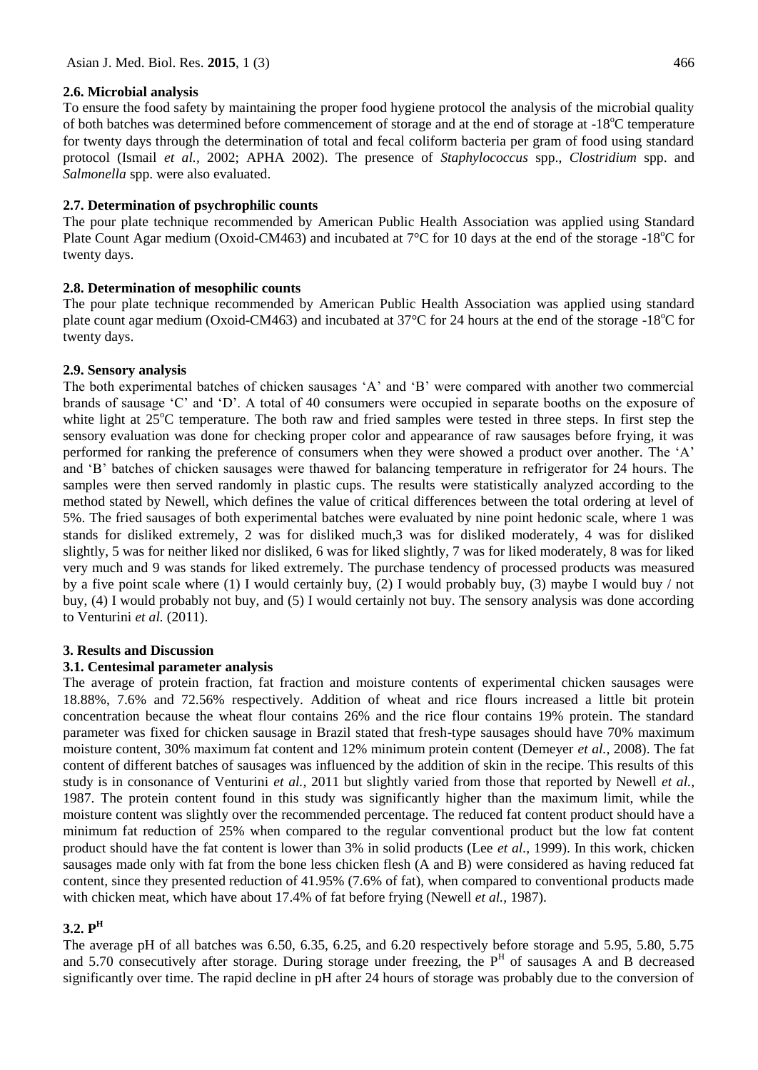### 2.6. Microbial analysis

To ensure the food safety by maintaining the proper food hygiene protocol the analysis of the microbial quality of both batches was determined before commencement of storage and at the end of storage at -18°C temperature for twenty days through the determination of total and fecal coliform bacteria per gram of food using standard protocol (Ismail *et al.,* 2002; APHA 2002). The presence of *Staphylococcus* spp., *Clostridium* spp. and *Salmonella* spp. were also evaluated.

### 2.7. Determination of psychrophilic counts

The pour plate technique recommended by American Public Health Association was applied using Standard Plate Count Agar medium (Oxoid-CM463) and incubated at 7°C for 10 days at the end of the storage -18°C for twenty days.

### 2.8. Determination of mesophilic counts

The pour plate technique recommended by American Public Health Association was applied using standard plate count agar medium (Oxoid-CM463) and incubated at 37°C for 24 hours at the end of the storage -18°C for twenty days.

### 2.9. Sensory analysis

The both experimental batches of chicken sausages 'A' and 'B' were compared with another two commercial brands of sausage 'C' and 'D'. A total of 40 consumers were occupied in separate booths on the exposure of white light at 25°C temperature. The both raw and fried samples were tested in three steps. In first step the sensory evaluation was done for checking proper color and appearance of raw sausages before frying, it was performed for ranking the preference of consumers when they were showed a product over another. The 'A' and 'B' batches of chicken sausages were thawed for balancing temperature in refrigerator for 24 hours. The samples were then served randomly in plastic cups. The results were statistically analyzed according to the method stated by Newell, which defines the value of critical differences between the total ordering at level of 5%. The fried sausages of both experimental batches were evaluated by nine point hedonic scale, where 1 was stands for disliked extremely, 2 was for disliked much,3 was for disliked moderately, 4 was for disliked slightly, 5 was for neither liked nor disliked, 6 was for liked slightly, 7 was for liked moderately, 8 was for liked very much and 9 was stands for liked extremely. The purchase tendency of processed products was measured by a five point scale where (1) I would certainly buy, (2) I would probably buy, (3) maybe I would buy / not buy, (4) I would probably not buy, and (5) I would certainly not buy. The sensory analysis was done according to Venturini *et al.* (2011).

## 3. Results and Discussion

### 3.1. Centesimal parameter analysis

The average of protein fraction, fat fraction and moisture contents of experimental chicken sausages were 18.88%, 7.6% and 72.56% respectively. Addition of wheat and rice flours increased a little bit protein concentration because the wheat flour contains 26% and the rice flour contains 19% protein. The standard parameter was fixed for chicken sausage in Brazil stated that fresh-type sausages should have 70% maximum moisture content, 30% maximum fat content and 12% minimum protein content (Demeyer *et al.,* 2008). The fat content of different batches of sausages was influenced by the addition of skin in the recipe. This results of this study is in consonance of Venturini *et al.,* 2011 but slightly varied from those that reported by Newell *et al.,* 1987. The protein content found in this study was significantly higher than the maximum limit, while the moisture content was slightly over the recommended percentage. The reduced fat content product should have a minimum fat reduction of 25% when compared to the regular conventional product but the low fat content product should have the fat content is lower than 3% in solid products (Lee *et al.,* 1999). In this work, chicken sausages made only with fat from the bone less chicken flesh (A and B) were considered as having reduced fat content, since they presented reduction of 41.95% (7.6% of fat), when compared to conventional products made with chicken meat, which have about 17.4% of fat before frying (Newell *et al.,* 1987).

### 3.2. P$^{H}$

The average pH of all batches was 6.50, 6.35, 6.25, and 6.20 respectively before storage and 5.95, 5.80, 5.75 and 5.70 consecutively after storage. During storage under freezing, the P$^{H}$ of sausages A and B decreased significantly over time. The rapid decline in pH after 24 hours of storage was probably due to the conversion of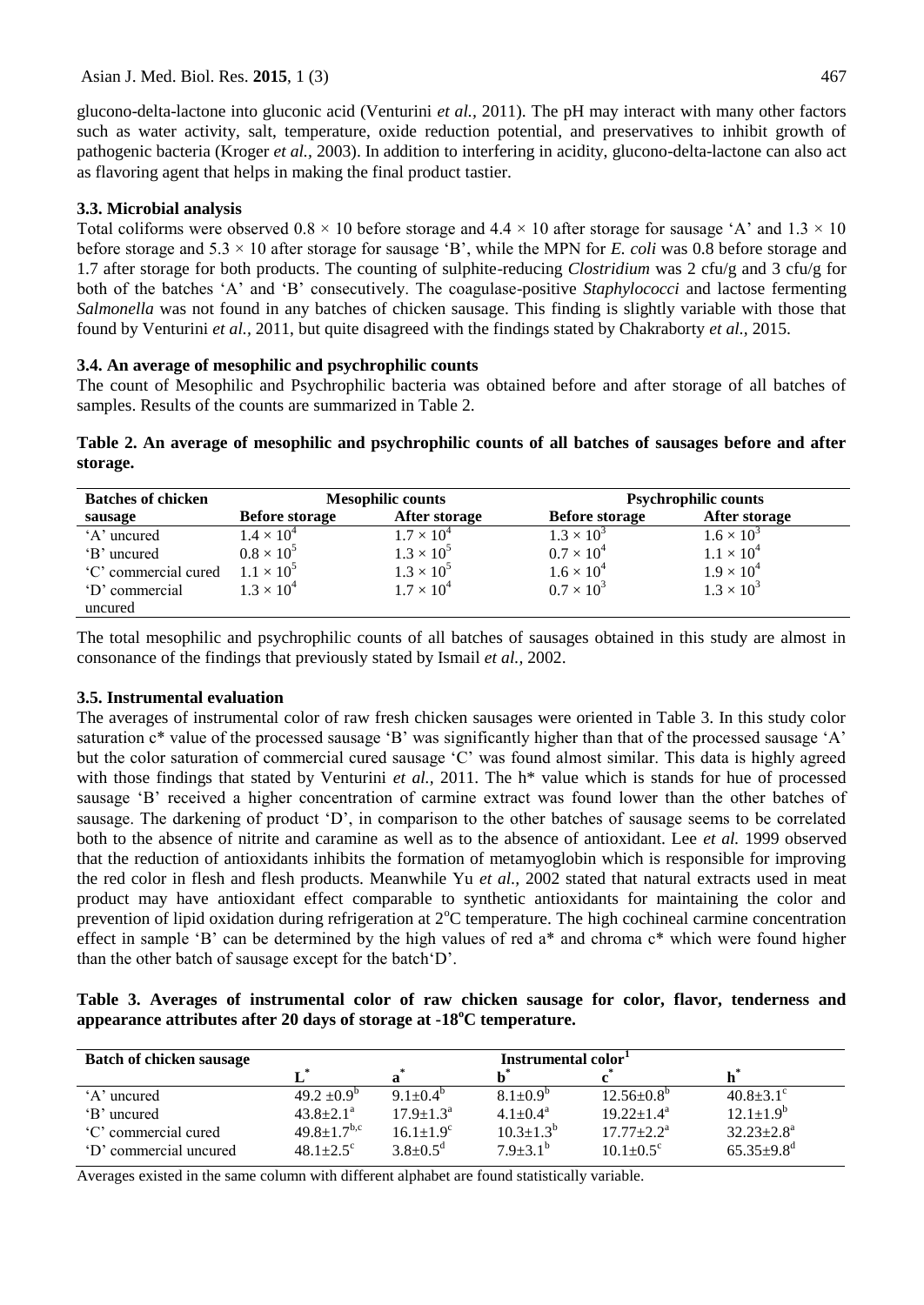glucono-delta-lactone into gluconic acid (Venturini *et al.,* 2011). The pH may interact with many other factors such as water activity, salt, temperature, oxide reduction potential, and preservatives to inhibit growth of pathogenic bacteria (Kroger *et al.,* 2003). In addition to interfering in acidity, glucono-delta-lactone can also act as flavoring agent that helps in making the final product tastier.

### 3.3. Microbial analysis

Total coliforms were observed $0.8 \times 10$ before storage and $4.4 \times 10$ after storage for sausage 'A' and $1.3 \times 10$ before storage and $5.3 \times 10$ after storage for sausage 'B', while the MPN for *E. coli* was 0.8 before storage and 1.7 after storage for both products. The counting of sulphite-reducing *Clostridium* was 2 cfu/g and 3 cfu/g for both of the batches 'A' and 'B' consecutively. The coagulase-positive *Staphylococci* and lactose fermenting *Salmonella* was not found in any batches of chicken sausage. This finding is slightly variable with those that found by Venturini *et al.,* 2011, but quite disagreed with the findings stated by Chakraborty *et al.,* 2015.

### 3.4. An average of mesophilic and psychrophilic counts

The count of Mesophilic and Psychrophilic bacteria was obtained before and after storage of all batches of samples. Results of the counts are summarized in Table 2.

**Table 2. An average of mesophilic and psychrophilic counts of all batches of sausages before and after storage.**

| Batches of chicken sausage | Mesophilic counts | | Psychrophilic counts | |
|---|---|---|---|---|
| | Before storage | After storage | Before storage | After storage |
| 'A' uncured | $1.4 \times 10^4$ | $1.7 \times 10^4$ | $1.3 \times 10^3$ | $1.6 \times 10^3$ |
| 'B' uncured | $0.8 \times 10^5$ | $1.3 \times 10^5$ | $0.7 \times 10^4$ | $1.1 \times 10^4$ |
| 'C' commercial cured | $1.1 \times 10^5$ | $1.3 \times 10^5$ | $1.6 \times 10^4$ | $1.9 \times 10^4$ |
| 'D' commercial uncured | $1.3 \times 10^4$ | $1.7 \times 10^4$ | $0.7 \times 10^3$ | $1.3 \times 10^3$ |

The total mesophilic and psychrophilic counts of all batches of sausages obtained in this study are almost in consonance of the findings that previously stated by Ismail *et al.,* 2002.

### 3.5. Instrumental evaluation

The averages of instrumental color of raw fresh chicken sausages were oriented in Table 3. In this study color saturation c* value of the processed sausage 'B' was significantly higher than that of the processed sausage 'A' but the color saturation of commercial cured sausage 'C' was found almost similar. This data is highly agreed with those findings that stated by Venturini *et al.,* 2011. The h* value which is stands for hue of processed sausage 'B' received a higher concentration of carmine extract was found lower than the other batches of sausage. The darkening of product 'D', in comparison to the other batches of sausage seems to be correlated both to the absence of nitrite and caramine as well as to the absence of antioxidant. Lee *et al.* 1999 observed that the reduction of antioxidants inhibits the formation of metamyoglobin which is responsible for improving the red color in flesh and flesh products. Meanwhile Yu *et al.,* 2002 stated that natural extracts used in meat product may have antioxidant effect comparable to synthetic antioxidants for maintaining the color and prevention of lipid oxidation during refrigeration at 2°C temperature. The high cochineal carmine concentration effect in sample 'B' can be determined by the high values of red a* and chroma c* which were found higher than the other batch of sausage except for the batch'D'.

**Table 3. Averages of instrumental color of raw chicken sausage for color, flavor, tenderness and appearance attributes after 20 days of storage at -18°C temperature.**

| Batch of chicken sausage | Instrumental color[1] | | | | |
|---|---|---|---|---|---|
| | L* | a* | b* | c* | h* |
| 'A' uncured | $49.2 \pm 0.9^b$ | $9.1 \pm 0.4^b$ | $8.1 \pm 0.9^b$ | $12.56 \pm 0.8^b$ | $40.8 \pm 3.1^c$ |
| 'B' uncured | $43.8 \pm 2.1^a$ | $17.9 \pm 1.3^a$ | $4.1 \pm 0.4^a$ | $19.22 \pm 1.4^a$ | $12.1 \pm 1.9^b$ |
| 'C' commercial cured | $49.8 \pm 1.7^{b,c}$ | $16.1 \pm 1.9^c$ | $10.3 \pm 1.3^b$ | $17.77 \pm 2.2^a$ | $32.23 \pm 2.8^a$ |
| 'D' commercial uncured | $48.1 \pm 2.5^c$ | $3.8 \pm 0.5^d$ | $7.9 \pm 3.1^b$ | $10.1 \pm 0.5^c$ | $65.35 \pm 9.8^d$ |

Averages existed in the same column with different alphabet are found statistically variable.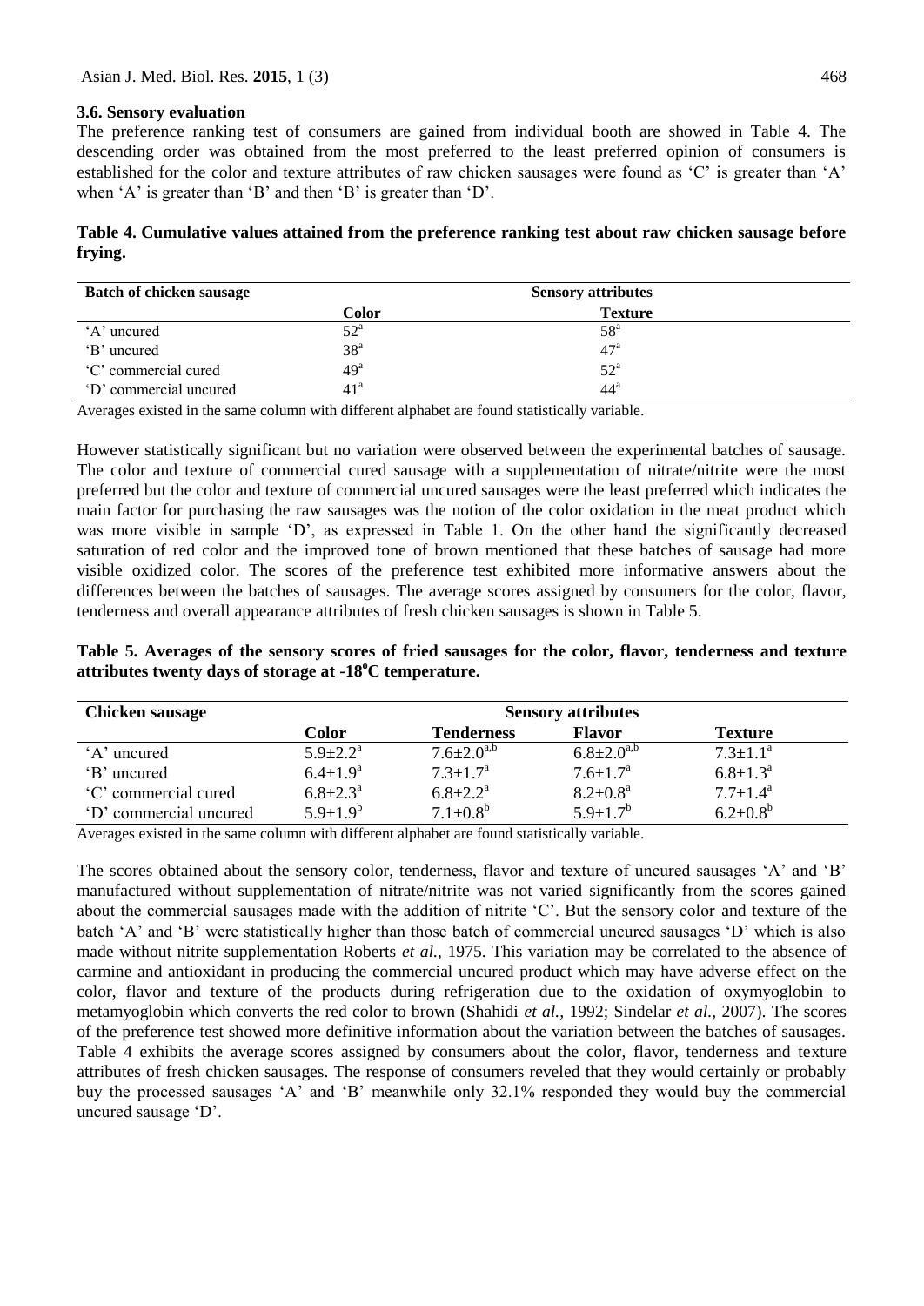### 3.6. Sensory evaluation

The preference ranking test of consumers are gained from individual booth are showed in Table 4. The descending order was obtained from the most preferred to the least preferred opinion of consumers is established for the color and texture attributes of raw chicken sausages were found as 'C' is greater than 'A' when 'A' is greater than 'B' and then 'B' is greater than 'D'.

**Table 4. Cumulative values attained from the preference ranking test about raw chicken sausage before frying.**

| Batch of chicken sausage | Sensory attributes | |
|---|---|---|
| | Color | Texture |
| 'A' uncured | $52^a$ | $58^a$ |
| 'B' uncured | $38^a$ | $47^a$ |
| 'C' commercial cured | $49^a$ | $52^a$ |
| 'D' commercial uncured | $41^a$ | $44^a$ |

Averages existed in the same column with different alphabet are found statistically variable.

However statistically significant but no variation were observed between the experimental batches of sausage. The color and texture of commercial cured sausage with a supplementation of nitrate/nitrite were the most preferred but the color and texture of commercial uncured sausages were the least preferred which indicates the main factor for purchasing the raw sausages was the notion of the color oxidation in the meat product which was more visible in sample 'D', as expressed in Table 1. On the other hand the significantly decreased saturation of red color and the improved tone of brown mentioned that these batches of sausage had more visible oxidized color. The scores of the preference test exhibited more informative answers about the differences between the batches of sausages. The average scores assigned by consumers for the color, flavor, tenderness and overall appearance attributes of fresh chicken sausages is shown in Table 5.

**Table 5. Averages of the sensory scores of fried sausages for the color, flavor, tenderness and texture attributes twenty days of storage at -18°C temperature.**

| Chicken sausage | Sensory attributes | | | |
|---|---|---|---|---|
| | Color | Tenderness | Flavor | Texture |
| 'A' uncured | $5.9\pm2.2^a$ | $7.6\pm2.0^{a,b}$ | $6.8\pm2.0^{a,b}$ | $7.3\pm1.1^a$ |
| 'B' uncured | $6.4\pm1.9^a$ | $7.3\pm1.7^a$ | $7.6\pm1.7^a$ | $6.8\pm1.3^a$ |
| 'C' commercial cured | $6.8\pm2.3^a$ | $6.8\pm2.2^a$ | $8.2\pm0.8^a$ | $7.7\pm1.4^a$ |
| 'D' commercial uncured | $5.9\pm1.9^b$ | $7.1\pm0.8^b$ | $5.9\pm1.7^b$ | $6.2\pm0.8^b$ |

Averages existed in the same column with different alphabet are found statistically variable.

The scores obtained about the sensory color, tenderness, flavor and texture of uncured sausages 'A' and 'B' manufactured without supplementation of nitrate/nitrite was not varied significantly from the scores gained about the commercial sausages made with the addition of nitrite 'C'. But the sensory color and texture of the batch 'A' and 'B' were statistically higher than those batch of commercial uncured sausages 'D' which is also made without nitrite supplementation Roberts *et al.,* 1975. This variation may be correlated to the absence of carmine and antioxidant in producing the commercial uncured product which may have adverse effect on the color, flavor and texture of the products during refrigeration due to the oxidation of oxymyoglobin to metamyoglobin which converts the red color to brown (Shahidi *et al.,* 1992; Sindelar *et al.,* 2007). The scores of the preference test showed more definitive information about the variation between the batches of sausages. Table 4 exhibits the average scores assigned by consumers about the color, flavor, tenderness and texture attributes of fresh chicken sausages. The response of consumers reveled that they would certainly or probably buy the processed sausages 'A' and 'B' meanwhile only 32.1% responded they would buy the commercial uncured sausage 'D'.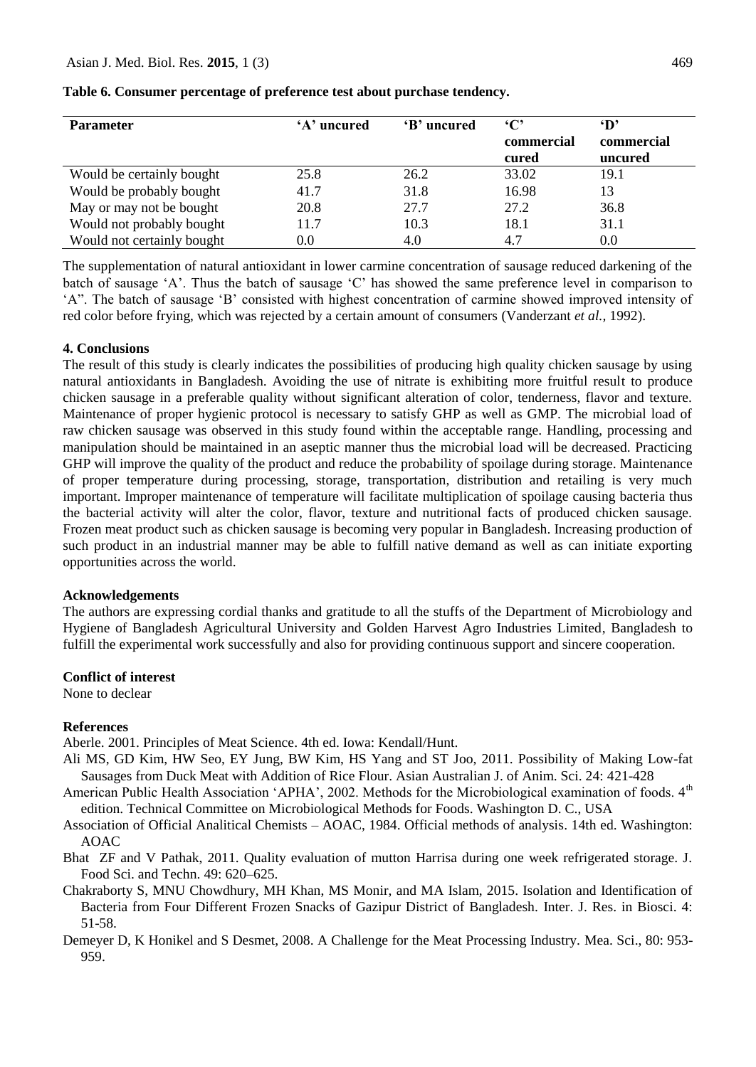**Table 6. Consumer percentage of preference test about purchase tendency.**

| Parameter | 'A' uncured | 'B' uncured | 'C' commercial cured | 'D' commercial uncured |
|---|---|---|---|---|
| Would be certainly bought | 25.8 | 26.2 | 33.02 | 19.1 |
| Would be probably bought | 41.7 | 31.8 | 16.98 | 13 |
| May or may not be bought | 20.8 | 27.7 | 27.2 | 36.8 |
| Would not probably bought | 11.7 | 10.3 | 18.1 | 31.1 |
| Would not certainly bought | 0.0 | 4.0 | 4.7 | 0.0 |

The supplementation of natural antioxidant in lower carmine concentration of sausage reduced darkening of the batch of sausage 'A'. Thus the batch of sausage 'C' has showed the same preference level in comparison to 'A". The batch of sausage 'B' consisted with highest concentration of carmine showed improved intensity of red color before frying, which was rejected by a certain amount of consumers (Vanderzant *et al.*, 1992).

## 4. Conclusions

The result of this study is clearly indicates the possibilities of producing high quality chicken sausage by using natural antioxidants in Bangladesh. Avoiding the use of nitrate is exhibiting more fruitful result to produce chicken sausage in a preferable quality without significant alteration of color, tenderness, flavor and texture. Maintenance of proper hygienic protocol is necessary to satisfy GHP as well as GMP. The microbial load of raw chicken sausage was observed in this study found within the acceptable range. Handling, processing and manipulation should be maintained in an aseptic manner thus the microbial load will be decreased. Practicing GHP will improve the quality of the product and reduce the probability of spoilage during storage. Maintenance of proper temperature during processing, storage, transportation, distribution and retailing is very much important. Improper maintenance of temperature will facilitate multiplication of spoilage causing bacteria thus the bacterial activity will alter the color, flavor, texture and nutritional facts of produced chicken sausage. Frozen meat product such as chicken sausage is becoming very popular in Bangladesh. Increasing production of such product in an industrial manner may be able to fulfill native demand as well as can initiate exporting opportunities across the world.

### Acknowledgements

The authors are expressing cordial thanks and gratitude to all the stuffs of the Department of Microbiology and Hygiene of Bangladesh Agricultural University and Golden Harvest Agro Industries Limited, Bangladesh to fulfill the experimental work successfully and also for providing continuous support and sincere cooperation.

### Conflict of interest

None to declear

### References

Aberle. 2001. Principles of Meat Science. 4th ed. Iowa: Kendall/Hunt.

Ali MS, GD Kim, HW Seo, EY Jung, BW Kim, HS Yang and ST Joo, 2011. Possibility of Making Low-fat Sausages from Duck Meat with Addition of Rice Flour. Asian Australian J. of Anim. Sci. 24: 421-428

American Public Health Association 'APHA', 2002. Methods for the Microbiological examination of foods. 4th edition. Technical Committee on Microbiological Methods for Foods. Washington D. C., USA

Association of Official Analitical Chemists – AOAC, 1984. Official methods of analysis. 14th ed. Washington: AOAC

Bhat ZF and V Pathak, 2011. Quality evaluation of mutton Harrisa during one week refrigerated storage. J. Food Sci. and Techn. 49: 620–625.

Chakraborty S, MNU Chowdhury, MH Khan, MS Monir, and MA Islam, 2015. Isolation and Identification of Bacteria from Four Different Frozen Snacks of Gazipur District of Bangladesh. Inter. J. Res. in Biosci. 4: 51-58.

Demeyer D, K Honikel and S Desmet, 2008. A Challenge for the Meat Processing Industry. Mea. Sci., 80: 953-959.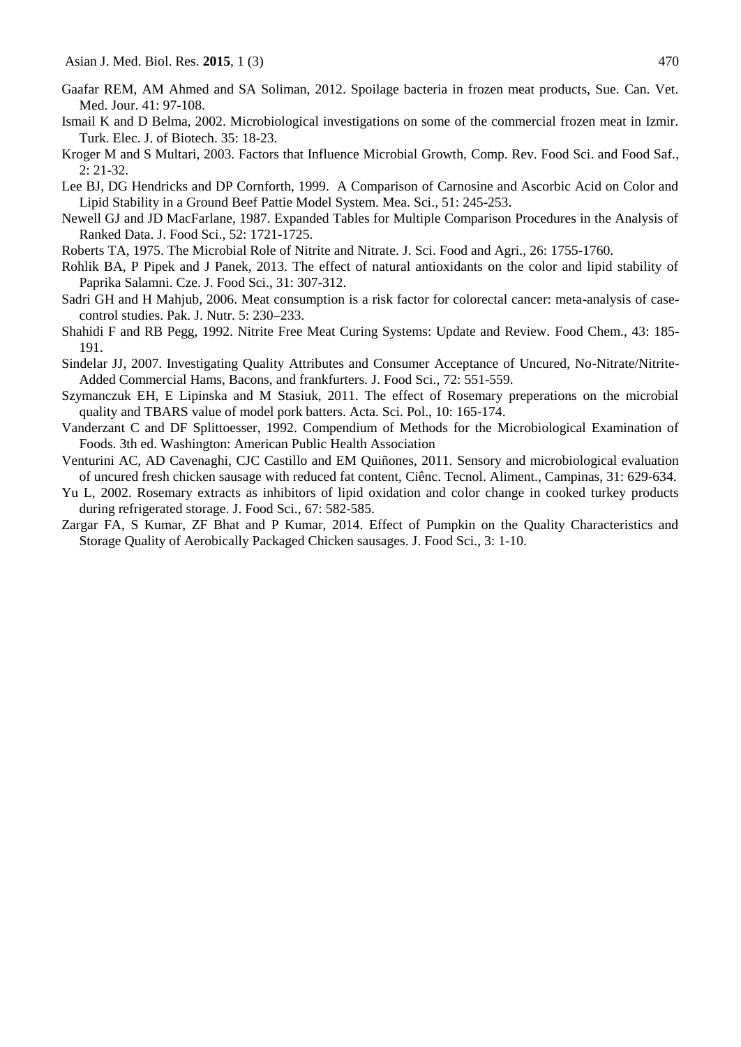Gaafar REM, AM Ahmed and SA Soliman, 2012. Spoilage bacteria in frozen meat products, Sue. Can. Vet. Med. Jour. 41: 97-108.

Ismail K and D Belma, 2002. Microbiological investigations on some of the commercial frozen meat in Izmir. Turk. Elec. J. of Biotech. 35: 18-23.

Kroger M and S Multari, 2003. Factors that Influence Microbial Growth, Comp. Rev. Food Sci. and Food Saf., 2: 21-32.

Lee BJ, DG Hendricks and DP Cornforth, 1999. A Comparison of Carnosine and Ascorbic Acid on Color and Lipid Stability in a Ground Beef Pattie Model System. Mea. Sci., 51: 245-253.

Newell GJ and JD MacFarlane, 1987. Expanded Tables for Multiple Comparison Procedures in the Analysis of Ranked Data. J. Food Sci., 52: 1721-1725.

Roberts TA, 1975. The Microbial Role of Nitrite and Nitrate. J. Sci. Food and Agri., 26: 1755-1760.

Rohlik BA, P Pipek and J Panek, 2013. The effect of natural antioxidants on the color and lipid stability of Paprika Salamni. Cze. J. Food Sci., 31: 307-312.

Sadri GH and H Mahjub, 2006. Meat consumption is a risk factor for colorectal cancer: meta-analysis of case-control studies. Pak. J. Nutr. 5: 230–233.

Shahidi F and RB Pegg, 1992. Nitrite Free Meat Curing Systems: Update and Review. Food Chem., 43: 185-191.

Sindelar JJ, 2007. Investigating Quality Attributes and Consumer Acceptance of Uncured, No-Nitrate/Nitrite-Added Commercial Hams, Bacons, and frankfurters. J. Food Sci., 72: 551-559.

Szymanczuk EH, E Lipinska and M Stasiuk, 2011. The effect of Rosemary preperations on the microbial quality and TBARS value of model pork batters. Acta. Sci. Pol., 10: 165-174.

Vanderzant C and DF Splittoesser, 1992. Compendium of Methods for the Microbiological Examination of Foods. 3th ed. Washington: American Public Health Association

Venturini AC, AD Cavenaghi, CJC Castillo and EM Quiñones, 2011. Sensory and microbiological evaluation of uncured fresh chicken sausage with reduced fat content, Ciênc. Tecnol. Aliment., Campinas, 31: 629-634.

Yu L, 2002. Rosemary extracts as inhibitors of lipid oxidation and color change in cooked turkey products during refrigerated storage. J. Food Sci., 67: 582-585.

Zargar FA, S Kumar, ZF Bhat and P Kumar, 2014. Effect of Pumpkin on the Quality Characteristics and Storage Quality of Aerobically Packaged Chicken sausages. J. Food Sci., 3: 1-10.